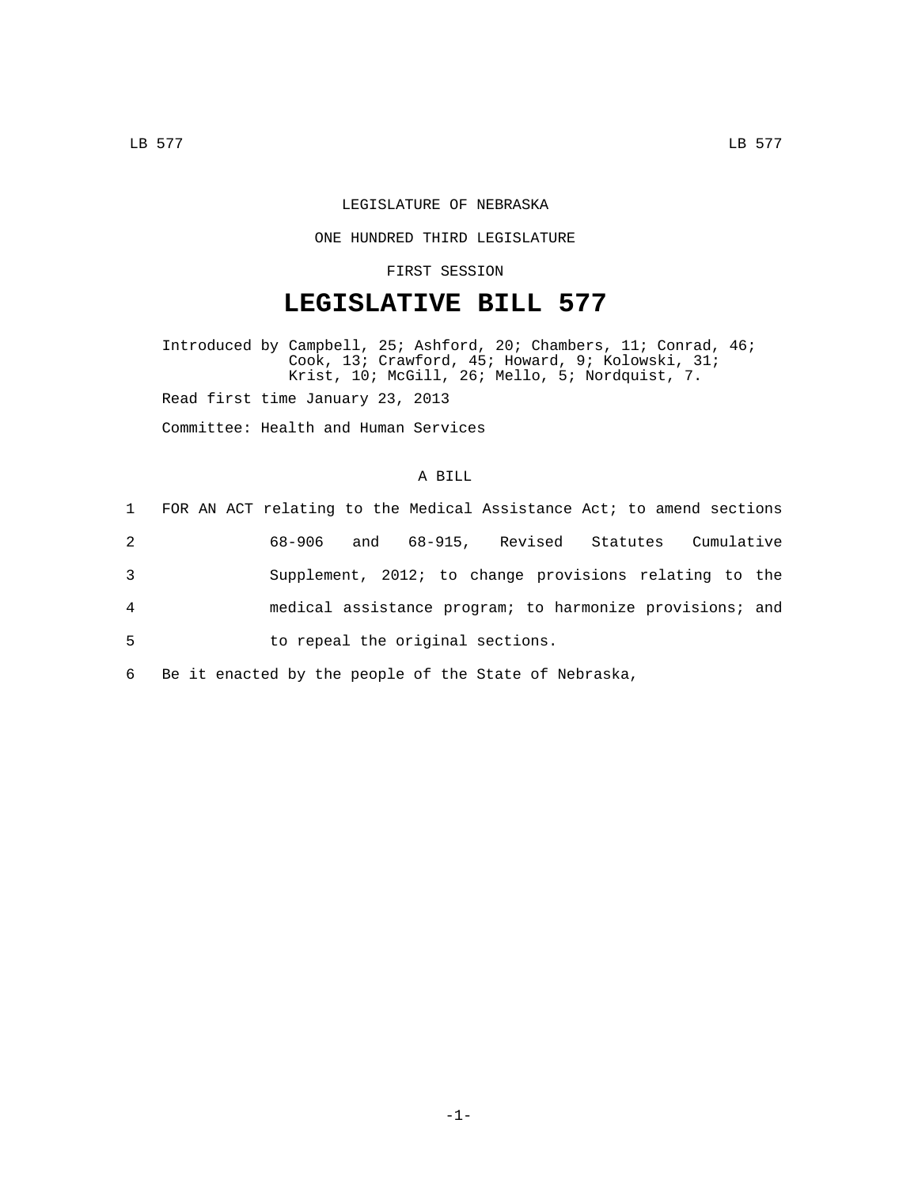LEGISLATURE OF NEBRASKA

ONE HUNDRED THIRD LEGISLATURE

FIRST SESSION

# LEGISLATIVE BILL 577

Introduced by Campbell, 25; Ashford, 20; Chambers, 11; Conrad, 46; Cook, 13; Crawford, 45; Howard, 9; Kolowski, 31; Krist, 10; McGill, 26; Mello, 5; Nordquist, 7.

Read first time January 23, 2013

Committee: Health and Human Services

A BILL

1 FOR AN ACT relating to the Medical Assistance Act; to amend sections
2 68-906 and 68-915, Revised Statutes Cumulative
3 Supplement, 2012; to change provisions relating to the
4 medical assistance program; to harmonize provisions; and
5 to repeal the original sections.

6 Be it enacted by the people of the State of Nebraska,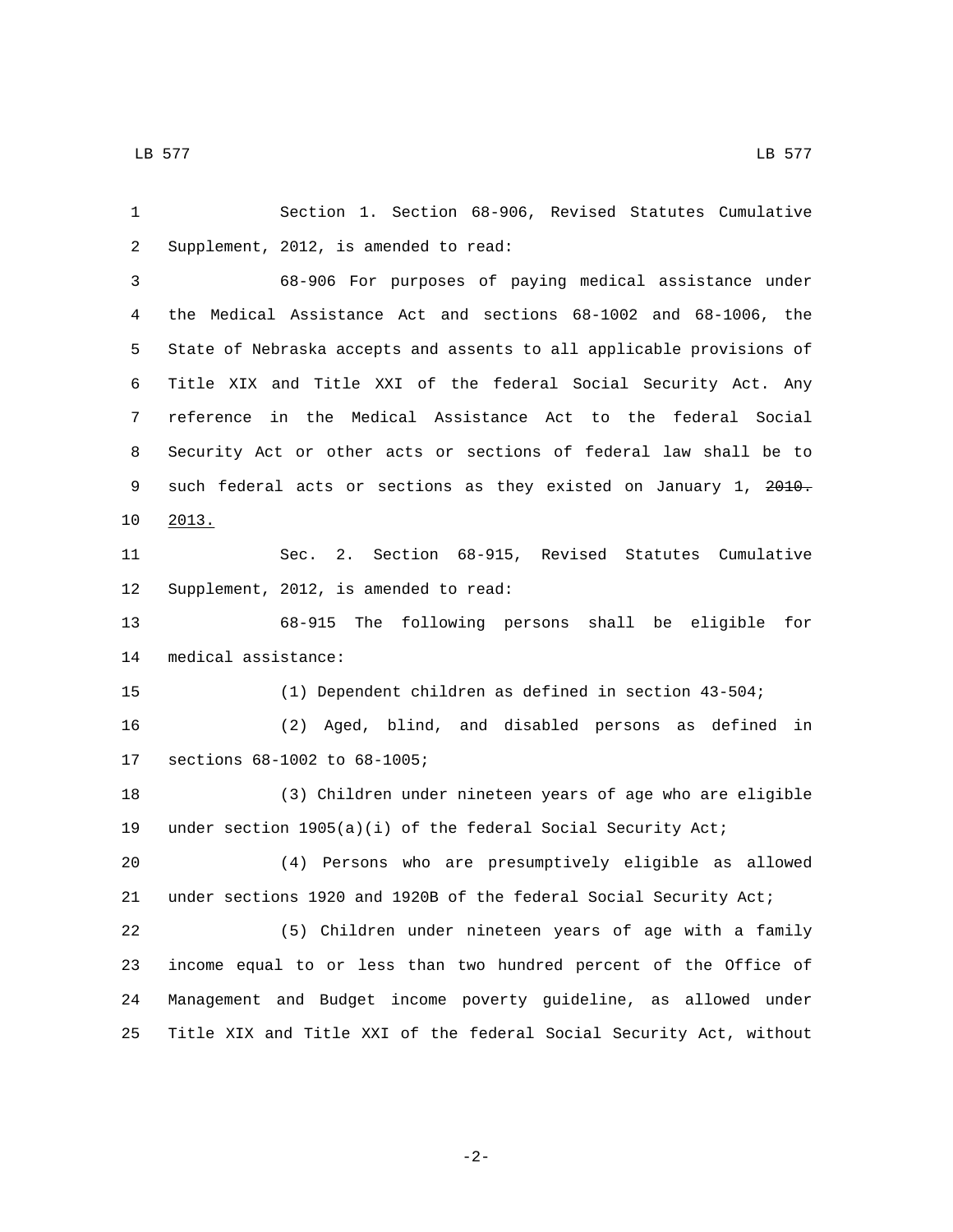Section 1. Section 68-906, Revised Statutes Cumulative Supplement, 2012, is amended to read:

68-906 For purposes of paying medical assistance under the Medical Assistance Act and sections 68-1002 and 68-1006, the State of Nebraska accepts and assents to all applicable provisions of Title XIX and Title XXI of the federal Social Security Act. Any reference in the Medical Assistance Act to the federal Social Security Act or other acts or sections of federal law shall be to such federal acts or sections as they existed on January 1, ~~2010.~~ 2013.

Sec. 2. Section 68-915, Revised Statutes Cumulative Supplement, 2012, is amended to read:

68-915 The following persons shall be eligible for medical assistance:

(1) Dependent children as defined in section 43-504;

(2) Aged, blind, and disabled persons as defined in sections 68-1002 to 68-1005;

(3) Children under nineteen years of age who are eligible under section 1905(a)(i) of the federal Social Security Act;

(4) Persons who are presumptively eligible as allowed under sections 1920 and 1920B of the federal Social Security Act;

(5) Children under nineteen years of age with a family income equal to or less than two hundred percent of the Office of Management and Budget income poverty guideline, as allowed under Title XIX and Title XXI of the federal Social Security Act, without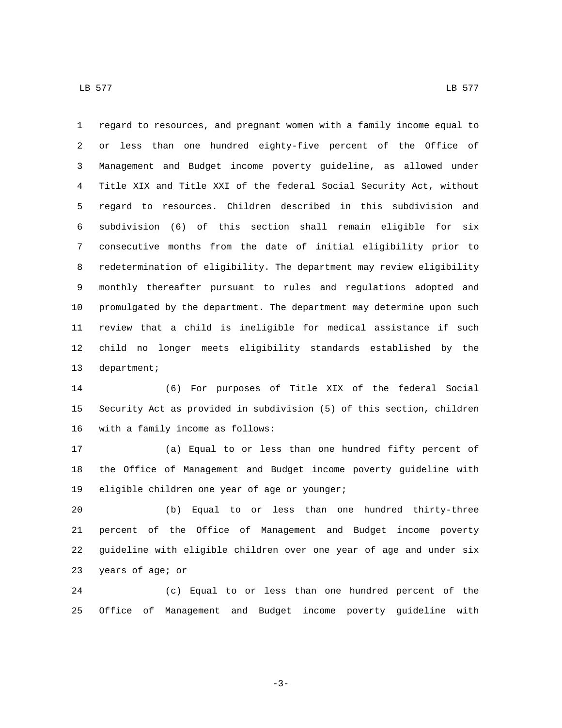regard to resources, and pregnant women with a family income equal to or less than one hundred eighty-five percent of the Office of Management and Budget income poverty guideline, as allowed under Title XIX and Title XXI of the federal Social Security Act, without regard to resources. Children described in this subdivision and subdivision (6) of this section shall remain eligible for six consecutive months from the date of initial eligibility prior to redetermination of eligibility. The department may review eligibility monthly thereafter pursuant to rules and regulations adopted and promulgated by the department. The department may determine upon such review that a child is ineligible for medical assistance if such child no longer meets eligibility standards established by the department;

(6) For purposes of Title XIX of the federal Social Security Act as provided in subdivision (5) of this section, children with a family income as follows:

(a) Equal to or less than one hundred fifty percent of the Office of Management and Budget income poverty guideline with eligible children one year of age or younger;

(b) Equal to or less than one hundred thirty-three percent of the Office of Management and Budget income poverty guideline with eligible children over one year of age and under six years of age; or

(c) Equal to or less than one hundred percent of the Office of Management and Budget income poverty guideline with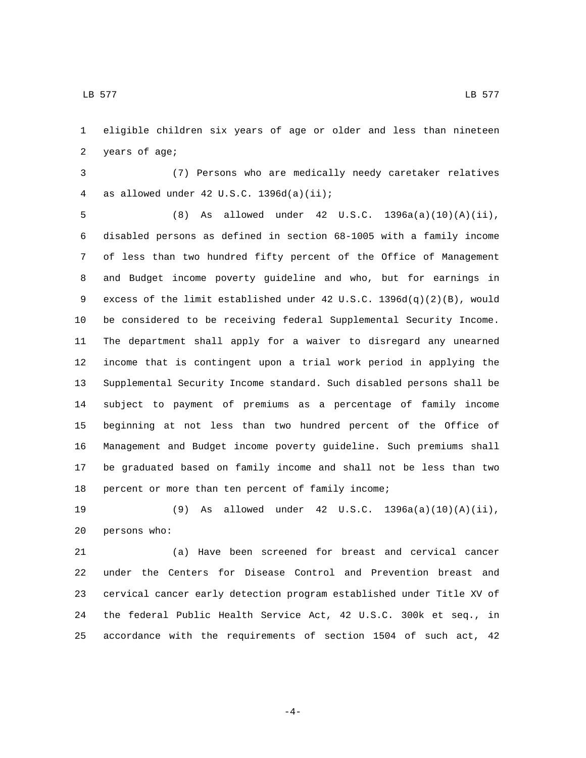eligible children six years of age or older and less than nineteen years of age;

(7) Persons who are medically needy caretaker relatives as allowed under 42 U.S.C. 1396d(a)(ii);

(8) As allowed under 42 U.S.C. 1396a(a)(10)(A)(ii), disabled persons as defined in section 68-1005 with a family income of less than two hundred fifty percent of the Office of Management and Budget income poverty guideline and who, but for earnings in excess of the limit established under 42 U.S.C. 1396d(q)(2)(B), would be considered to be receiving federal Supplemental Security Income. The department shall apply for a waiver to disregard any unearned income that is contingent upon a trial work period in applying the Supplemental Security Income standard. Such disabled persons shall be subject to payment of premiums as a percentage of family income beginning at not less than two hundred percent of the Office of Management and Budget income poverty guideline. Such premiums shall be graduated based on family income and shall not be less than two percent or more than ten percent of family income;

(9) As allowed under 42 U.S.C. 1396a(a)(10)(A)(ii), persons who:

(a) Have been screened for breast and cervical cancer under the Centers for Disease Control and Prevention breast and cervical cancer early detection program established under Title XV of the federal Public Health Service Act, 42 U.S.C. 300k et seq., in accordance with the requirements of section 1504 of such act, 42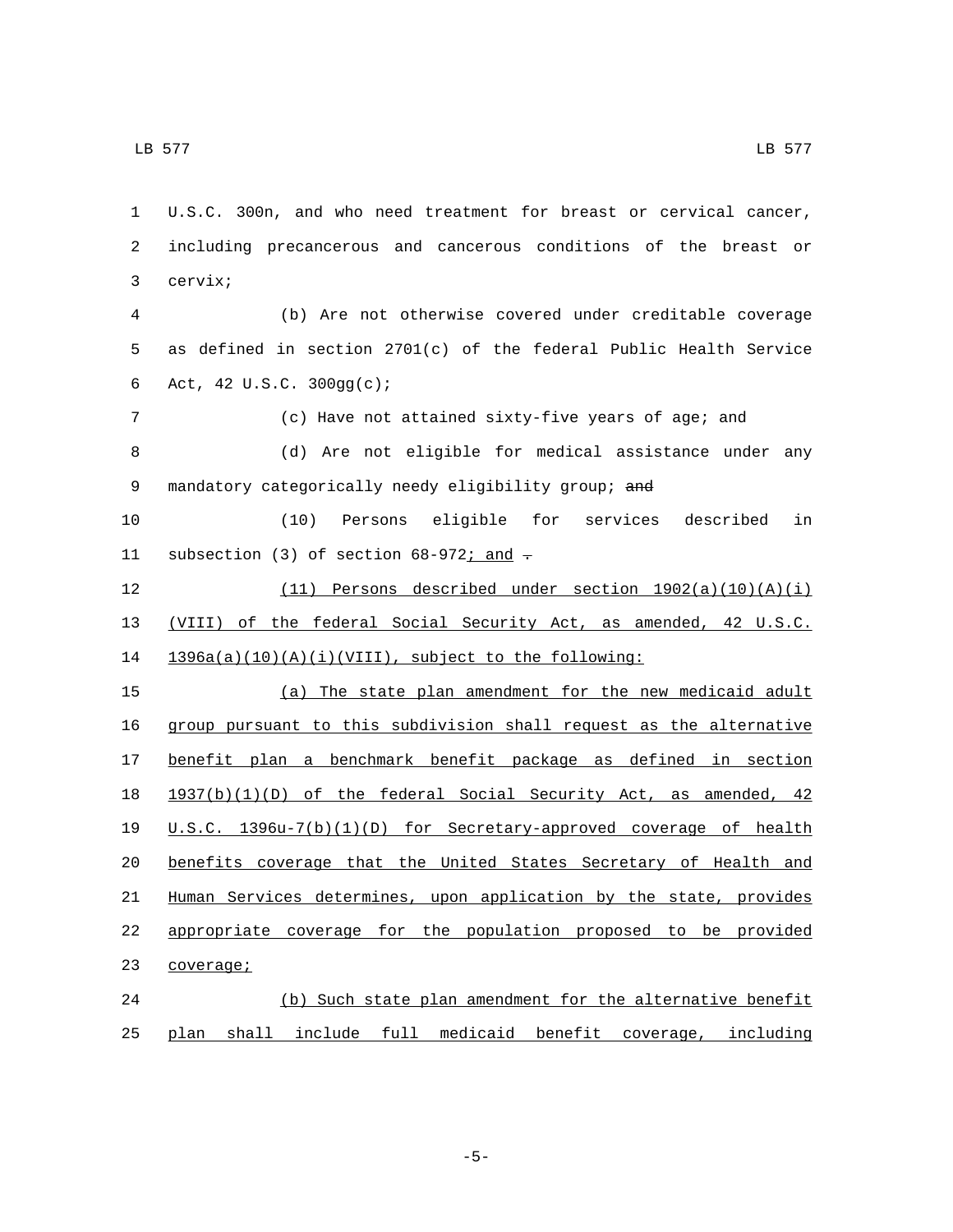U.S.C. 300n, and who need treatment for breast or cervical cancer, including precancerous and cancerous conditions of the breast or cervix;

(b) Are not otherwise covered under creditable coverage as defined in section 2701(c) of the federal Public Health Service Act, 42 U.S.C. 300gg(c);

(c) Have not attained sixty-five years of age; and

(d) Are not eligible for medical assistance under any mandatory categorically needy eligibility group; ~~and~~

(10) Persons eligible for services described in subsection (3) of section 68-972; and ~~.~~

(11) Persons described under section 1902(a)(10)(A)(i)(VIII) of the federal Social Security Act, as amended, 42 U.S.C. 1396a(a)(10)(A)(i)(VIII), subject to the following:

(a) The state plan amendment for the new medicaid adult group pursuant to this subdivision shall request as the alternative benefit plan a benchmark benefit package as defined in section 1937(b)(1)(D) of the federal Social Security Act, as amended, 42 U.S.C. 1396u-7(b)(1)(D) for Secretary-approved coverage of health benefits coverage that the United States Secretary of Health and Human Services determines, upon application by the state, provides appropriate coverage for the population proposed to be provided coverage;

(b) Such state plan amendment for the alternative benefit plan shall include full medicaid benefit coverage, including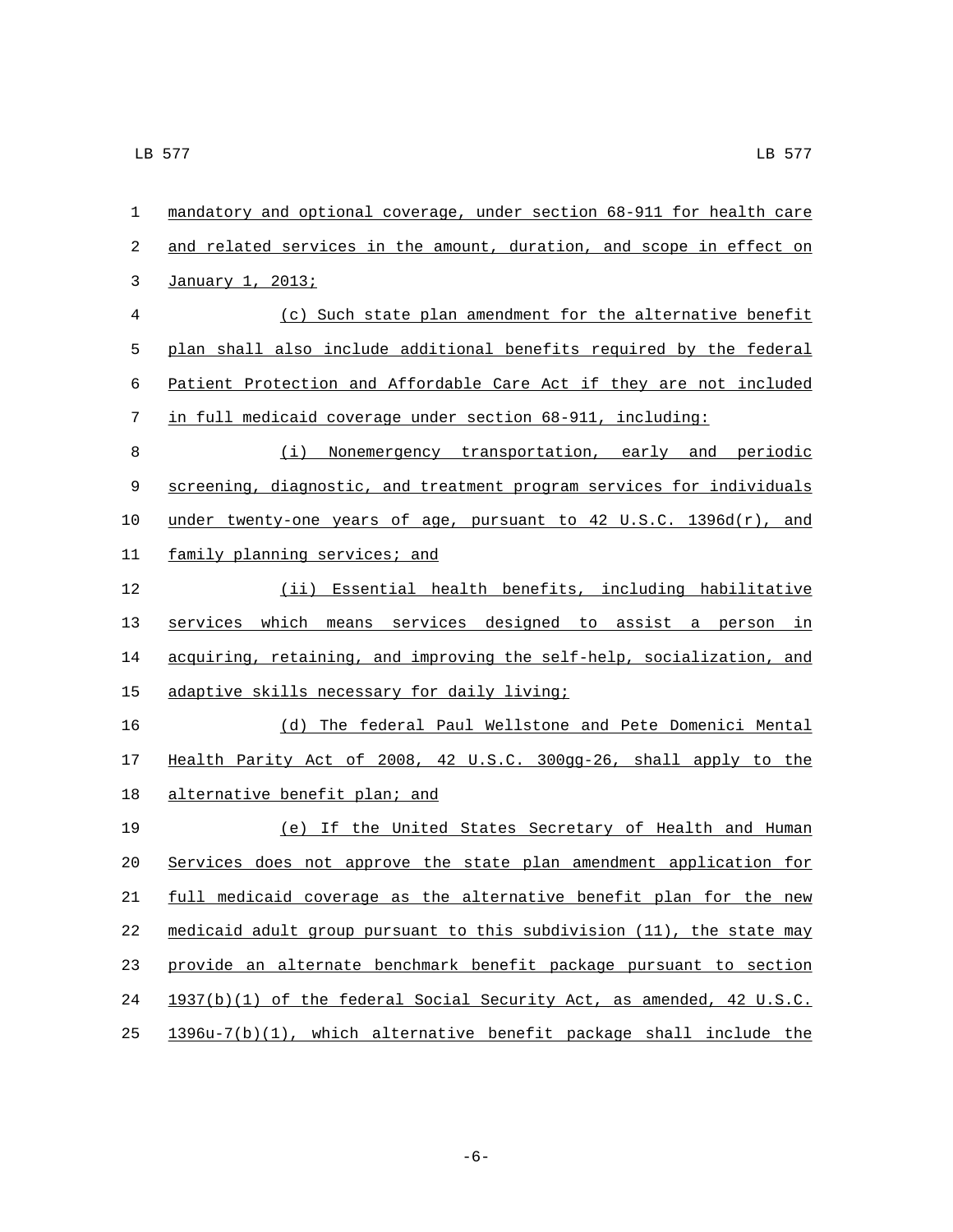mandatory and optional coverage, under section 68-911 for health care and related services in the amount, duration, and scope in effect on January 1, 2013;

(c) Such state plan amendment for the alternative benefit plan shall also include additional benefits required by the federal Patient Protection and Affordable Care Act if they are not included in full medicaid coverage under section 68-911, including:

(i) Nonemergency transportation, early and periodic screening, diagnostic, and treatment program services for individuals under twenty-one years of age, pursuant to 42 U.S.C. 1396d(r), and family planning services; and

(ii) Essential health benefits, including habilitative services which means services designed to assist a person in acquiring, retaining, and improving the self-help, socialization, and adaptive skills necessary for daily living;

(d) The federal Paul Wellstone and Pete Domenici Mental Health Parity Act of 2008, 42 U.S.C. 300gg-26, shall apply to the alternative benefit plan; and

(e) If the United States Secretary of Health and Human Services does not approve the state plan amendment application for full medicaid coverage as the alternative benefit plan for the new medicaid adult group pursuant to this subdivision (11), the state may provide an alternate benchmark benefit package pursuant to section 1937(b)(1) of the federal Social Security Act, as amended, 42 U.S.C. 1396u-7(b)(1), which alternative benefit package shall include the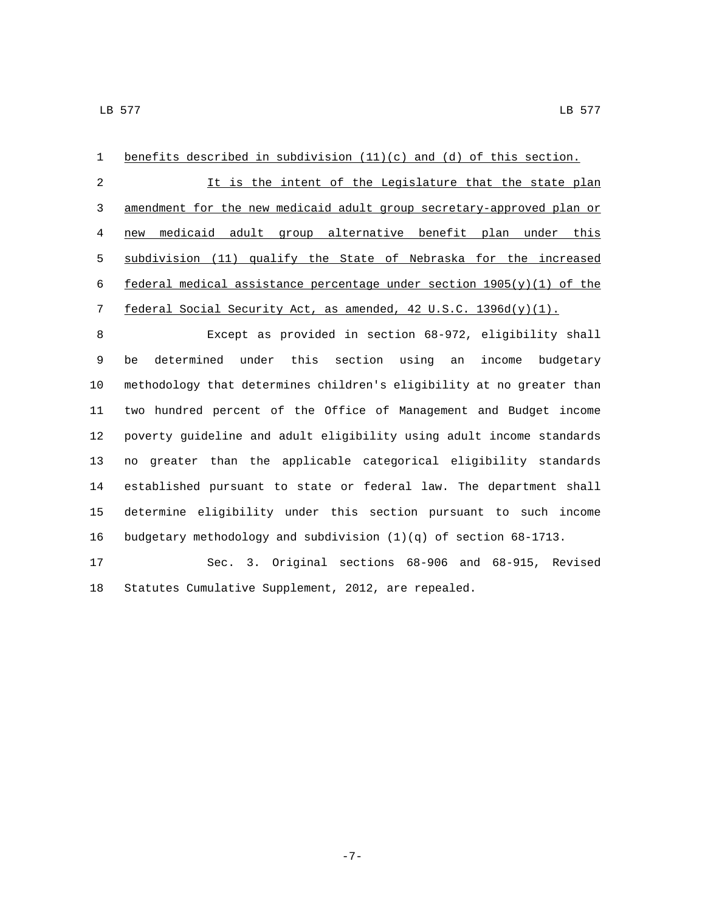benefits described in subdivision (11)(c) and (d) of this section.

It is the intent of the Legislature that the state plan amendment for the new medicaid adult group secretary-approved plan or new medicaid adult group alternative benefit plan under this subdivision (11) qualify the State of Nebraska for the increased federal medical assistance percentage under section 1905(y)(1) of the federal Social Security Act, as amended, 42 U.S.C. 1396d(y)(1).

Except as provided in section 68-972, eligibility shall be determined under this section using an income budgetary methodology that determines children's eligibility at no greater than two hundred percent of the Office of Management and Budget income poverty guideline and adult eligibility using adult income standards no greater than the applicable categorical eligibility standards established pursuant to state or federal law. The department shall determine eligibility under this section pursuant to such income budgetary methodology and subdivision (1)(q) of section 68-1713.

Sec. 3. Original sections 68-906 and 68-915, Revised Statutes Cumulative Supplement, 2012, are repealed.